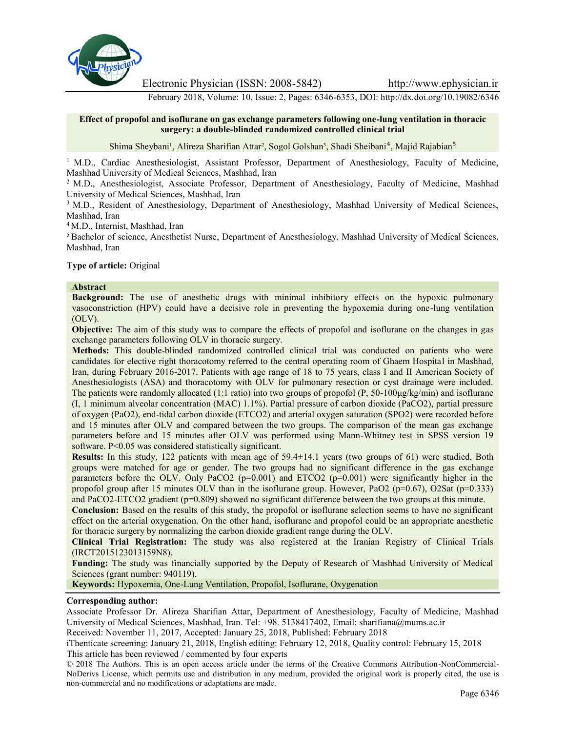Electronic Physician (ISSN: 2008-5842) http://www.ephysician.ir

February 2018, Volume: 10, Issue: 2, Pages: 6346-6353, DOI: http://dx.doi.org/10.19082/6346

# Effect of propofol and isoflurane on gas exchange parameters following one-lung ventilation in thoracic surgery: a double-blinded randomized controlled clinical trial

Shima Sheybani[1], Alireza Sharifian Attar[2], Sogol Golshan[3], Shadi Sheibani[4], Majid Rajabian[5]

[1] M.D., Cardiac Anesthesiologist, Assistant Professor, Department of Anesthesiology, Faculty of Medicine, Mashhad University of Medical Sciences, Mashhad, Iran

[2] M.D., Anesthesiologist, Associate Professor, Department of Anesthesiology, Faculty of Medicine, Mashhad University of Medical Sciences, Mashhad, Iran

[3] M.D., Resident of Anesthesiology, Department of Anesthesiology, Mashhad University of Medical Sciences, Mashhad, Iran

[4] M.D., Internist, Mashhad, Iran

[5] Bachelor of science, Anesthetist Nurse, Department of Anesthesiology, Mashhad University of Medical Sciences, Mashhad, Iran

**Type of article:** Original

## Abstract

**Background:** The use of anesthetic drugs with minimal inhibitory effects on the hypoxic pulmonary vasoconstriction (HPV) could have a decisive role in preventing the hypoxemia during one-lung ventilation (OLV).

**Objective:** The aim of this study was to compare the effects of propofol and isoflurane on the changes in gas exchange parameters following OLV in thoracic surgery.

**Methods:** This double-blinded randomized controlled clinical trial was conducted on patients who were candidates for elective right thoracotomy referred to the central operating room of Ghaem Hospital in Mashhad, Iran, during February 2016-2017. Patients with age range of 18 to 75 years, class I and II American Society of Anesthesiologists (ASA) and thoracotomy with OLV for pulmonary resection or cyst drainage were included. The patients were randomly allocated (1:1 ratio) into two groups of propofol (P, 50-100µg/kg/min) and isoflurane (I, 1 minimum alveolar concentration (MAC) 1.1%). Partial pressure of carbon dioxide ($PaCO_2$), partial pressure of oxygen ($PaO_2$), end-tidal carbon dioxide ($ETCO_2$) and arterial oxygen saturation ($SPO_2$) were recorded before and 15 minutes after OLV and compared between the two groups. The comparison of the mean gas exchange parameters before and 15 minutes after OLV was performed using Mann-Whitney test in SPSS version 19 software. $P<0.05$ was considered statistically significant.

**Results:** In this study, 122 patients with mean age of 59.4±14.1 years (two groups of 61) were studied. Both groups were matched for age or gender. The two groups had no significant difference in the gas exchange parameters before the OLV. Only $PaCO_2$ ($p=0.001$) and $ETCO_2$ ($p=0.001$) were significantly higher in the propofol group after 15 minutes OLV than in the isoflurane group. However, $PaO_2$ ($p=0.67$), $O_2Sat$ ($p=0.333$) and $PaCO_2$-$ETCO_2$ gradient ($p=0.809$) showed no significant difference between the two groups at this minute.

**Conclusion:** Based on the results of this study, the propofol or isoflurane selection seems to have no significant effect on the arterial oxygenation. On the other hand, isoflurane and propofol could be an appropriate anesthetic for thoracic surgery by normalizing the carbon dioxide gradient range during the OLV.

**Clinical Trial Registration:** The study was also registered at the Iranian Registry of Clinical Trials (IRCT2015123013159N8).

**Funding:** The study was financially supported by the Deputy of Research of Mashhad University of Medical Sciences (grant number: 940119).

**Keywords:** Hypoxemia, One-Lung Ventilation, Propofol, Isoflurane, Oxygenation

**Corresponding author:**

Associate Professor Dr. Alireza Sharifian Attar, Department of Anesthesiology, Faculty of Medicine, Mashhad University of Medical Sciences, Mashhad, Iran. Tel: +98. 5138417402, Email: sharifiana@mums.ac.ir

Received: November 11, 2017, Accepted: January 25, 2018, Published: February 2018

iThenticate screening: January 21, 2018, English editing: February 12, 2018, Quality control: February 15, 2018

This article has been reviewed / commented by four experts

© 2018 The Authors. This is an open access article under the terms of the Creative Commons Attribution-NonCommercial-NoDerivs License, which permits use and distribution in any medium, provided the original work is properly cited, the use is non-commercial and no modifications or adaptations are made.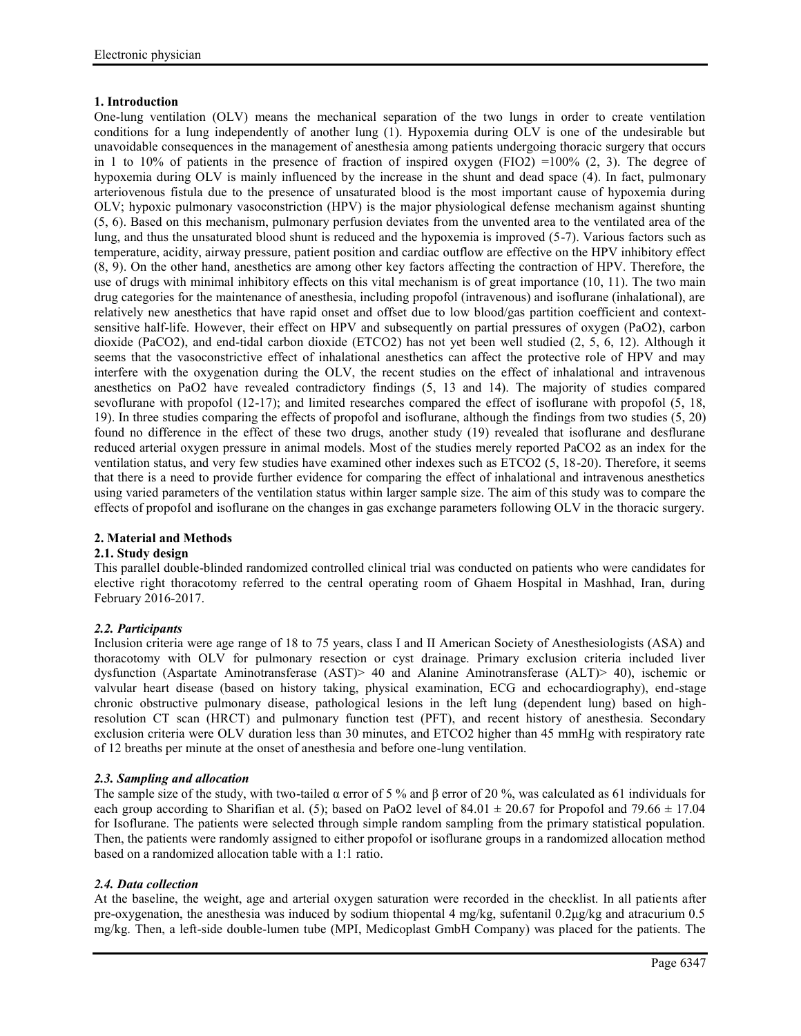## 1. Introduction

One-lung ventilation (OLV) means the mechanical separation of the two lungs in order to create ventilation conditions for a lung independently of another lung (1). Hypoxemia during OLV is one of the undesirable but unavoidable consequences in the management of anesthesia among patients undergoing thoracic surgery that occurs in 1 to 10% of patients in the presence of fraction of inspired oxygen (FIO2) =100% (2, 3). The degree of hypoxemia during OLV is mainly influenced by the increase in the shunt and dead space (4). In fact, pulmonary arteriovenous fistula due to the presence of unsaturated blood is the most important cause of hypoxemia during OLV; hypoxic pulmonary vasoconstriction (HPV) is the major physiological defense mechanism against shunting (5, 6). Based on this mechanism, pulmonary perfusion deviates from the unvented area to the ventilated area of the lung, and thus the unsaturated blood shunt is reduced and the hypoxemia is improved (5-7). Various factors such as temperature, acidity, airway pressure, patient position and cardiac outflow are effective on the HPV inhibitory effect (8, 9). On the other hand, anesthetics are among other key factors affecting the contraction of HPV. Therefore, the use of drugs with minimal inhibitory effects on this vital mechanism is of great importance (10, 11). The two main drug categories for the maintenance of anesthesia, including propofol (intravenous) and isoflurane (inhalational), are relatively new anesthetics that have rapid onset and offset due to low blood/gas partition coefficient and context-sensitive half-life. However, their effect on HPV and subsequently on partial pressures of oxygen (PaO2), carbon dioxide (PaCO2), and end-tidal carbon dioxide (ETCO2) has not yet been well studied (2, 5, 6, 12). Although it seems that the vasoconstrictive effect of inhalational anesthetics can affect the protective role of HPV and may interfere with the oxygenation during the OLV, the recent studies on the effect of inhalational and intravenous anesthetics on PaO2 have revealed contradictory findings (5, 13 and 14). The majority of studies compared sevoflurane with propofol (12-17); and limited researches compared the effect of isoflurane with propofol (5, 18, 19). In three studies comparing the effects of propofol and isoflurane, although the findings from two studies (5, 20) found no difference in the effect of these two drugs, another study (19) revealed that isoflurane and desflurane reduced arterial oxygen pressure in animal models. Most of the studies merely reported PaCO2 as an index for the ventilation status, and very few studies have examined other indexes such as ETCO2 (5, 18-20). Therefore, it seems that there is a need to provide further evidence for comparing the effect of inhalational and intravenous anesthetics using varied parameters of the ventilation status within larger sample size. The aim of this study was to compare the effects of propofol and isoflurane on the changes in gas exchange parameters following OLV in the thoracic surgery.

## 2. Material and Methods

### 2.1. Study design

This parallel double-blinded randomized controlled clinical trial was conducted on patients who were candidates for elective right thoracotomy referred to the central operating room of Ghaem Hospital in Mashhad, Iran, during February 2016-2017.

### *2.2. Participants*

Inclusion criteria were age range of 18 to 75 years, class I and II American Society of Anesthesiologists (ASA) and thoracotomy with OLV for pulmonary resection or cyst drainage. Primary exclusion criteria included liver dysfunction (Aspartate Aminotransferase (AST)> 40 and Alanine Aminotransferase (ALT)> 40), ischemic or valvular heart disease (based on history taking, physical examination, ECG and echocardiography), end-stage chronic obstructive pulmonary disease, pathological lesions in the left lung (dependent lung) based on high-resolution CT scan (HRCT) and pulmonary function test (PFT), and recent history of anesthesia. Secondary exclusion criteria were OLV duration less than 30 minutes, and ETCO2 higher than 45 mmHg with respiratory rate of 12 breaths per minute at the onset of anesthesia and before one-lung ventilation.

### *2.3. Sampling and allocation*

The sample size of the study, with two-tailed α error of 5 % and β error of 20 %, was calculated as 61 individuals for each group according to Sharifian et al. (5); based on PaO2 level of $84.01 \pm 20.67$ for Propofol and $79.66 \pm 17.04$ for Isoflurane. The patients were selected through simple random sampling from the primary statistical population. Then, the patients were randomly assigned to either propofol or isoflurane groups in a randomized allocation method based on a randomized allocation table with a 1:1 ratio.

### *2.4. Data collection*

At the baseline, the weight, age and arterial oxygen saturation were recorded in the checklist. In all patients after pre-oxygenation, the anesthesia was induced by sodium thiopental 4 mg/kg, sufentanil 0.2μg/kg and atracurium 0.5 mg/kg. Then, a left-side double-lumen tube (MPI, Medicoplast GmbH Company) was placed for the patients. The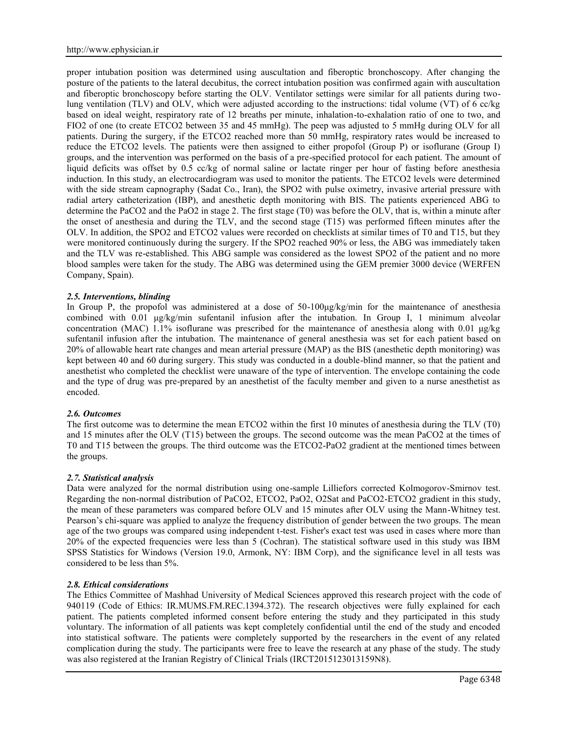proper intubation position was determined using auscultation and fiberoptic bronchoscopy. After changing the posture of the patients to the lateral decubitus, the correct intubation position was confirmed again with auscultation and fiberoptic bronchoscopy before starting the OLV. Ventilator settings were similar for all patients during two-lung ventilation (TLV) and OLV, which were adjusted according to the instructions: tidal volume (VT) of 6 cc/kg based on ideal weight, respiratory rate of 12 breaths per minute, inhalation-to-exhalation ratio of one to two, and $FIO_2$ of one (to create $ETCO_2$ between 35 and 45 mmHg). The peep was adjusted to 5 mmHg during OLV for all patients. During the surgery, if the $ETCO_2$ reached more than 50 mmHg, respiratory rates would be increased to reduce the $ETCO_2$ levels. The patients were then assigned to either propofol (Group P) or isoflurane (Group I) groups, and the intervention was performed on the basis of a pre-specified protocol for each patient. The amount of liquid deficits was offset by 0.5 cc/kg of normal saline or lactate ringer per hour of fasting before anesthesia induction. In this study, an electrocardiogram was used to monitor the patients. The $ETCO_2$ levels were determined with the side stream capnography (Sadat Co., Iran), the $SPO_2$ with pulse oximetry, invasive arterial pressure with radial artery catheterization (IBP), and anesthetic depth monitoring with BIS. The patients experienced ABG to determine the $PaCO_2$ and the $PaO_2$ in stage 2. The first stage (T0) was before the OLV, that is, within a minute after the onset of anesthesia and during the TLV, and the second stage (T15) was performed fifteen minutes after the OLV. In addition, the $SPO_2$ and $ETCO_2$ values were recorded on checklists at similar times of T0 and T15, but they were monitored continuously during the surgery. If the $SPO_2$ reached 90% or less, the ABG was immediately taken and the TLV was re-established. This ABG sample was considered as the lowest $SPO_2$ of the patient and no more blood samples were taken for the study. The ABG was determined using the GEM premier 3000 device (WERFEN Company, Spain).

### *2.5. Interventions, blinding*

In Group P, the propofol was administered at a dose of 50-100μg/kg/min for the maintenance of anesthesia combined with 0.01 μg/kg/min sufentanil infusion after the intubation. In Group I, 1 minimum alveolar concentration (MAC) 1.1% isoflurane was prescribed for the maintenance of anesthesia along with 0.01 μg/kg sufentanil infusion after the intubation. The maintenance of general anesthesia was set for each patient based on 20% of allowable heart rate changes and mean arterial pressure (MAP) as the BIS (anesthetic depth monitoring) was kept between 40 and 60 during surgery. This study was conducted in a double-blind manner, so that the patient and anesthetist who completed the checklist were unaware of the type of intervention. The envelope containing the code and the type of drug was pre-prepared by an anesthetist of the faculty member and given to a nurse anesthetist as encoded.

### *2.6. Outcomes*

The first outcome was to determine the mean $ETCO_2$ within the first 10 minutes of anesthesia during the TLV (T0) and 15 minutes after the OLV (T15) between the groups. The second outcome was the mean $PaCO_2$ at the times of T0 and T15 between the groups. The third outcome was the $ETCO_2$-$PaO_2$ gradient at the mentioned times between the groups.

### *2.7. Statistical analysis*

Data were analyzed for the normal distribution using one-sample Lilliefors corrected Kolmogorov-Smirnov test. Regarding the non-normal distribution of $PaCO_2$, $ETCO_2$, $PaO_2$, $O_2$Sat and $PaCO_2$-$ETCO_2$ gradient in this study, the mean of these parameters was compared before OLV and 15 minutes after OLV using the Mann-Whitney test. Pearson's chi-square was applied to analyze the frequency distribution of gender between the two groups. The mean age of the two groups was compared using independent t-test. Fisher's exact test was used in cases where more than 20% of the expected frequencies were less than 5 (Cochran). The statistical software used in this study was IBM SPSS Statistics for Windows (Version 19.0, Armonk, NY: IBM Corp), and the significance level in all tests was considered to be less than 5%.

### *2.8. Ethical considerations*

The Ethics Committee of Mashhad University of Medical Sciences approved this research project with the code of 940119 (Code of Ethics: IR.MUMS.FM.REC.1394.372). The research objectives were fully explained for each patient. The patients completed informed consent before entering the study and they participated in this study voluntary. The information of all patients was kept completely confidential until the end of the study and encoded into statistical software. The patients were completely supported by the researchers in the event of any related complication during the study. The participants were free to leave the research at any phase of the study. The study was also registered at the Iranian Registry of Clinical Trials (IRCT2015123013159N8).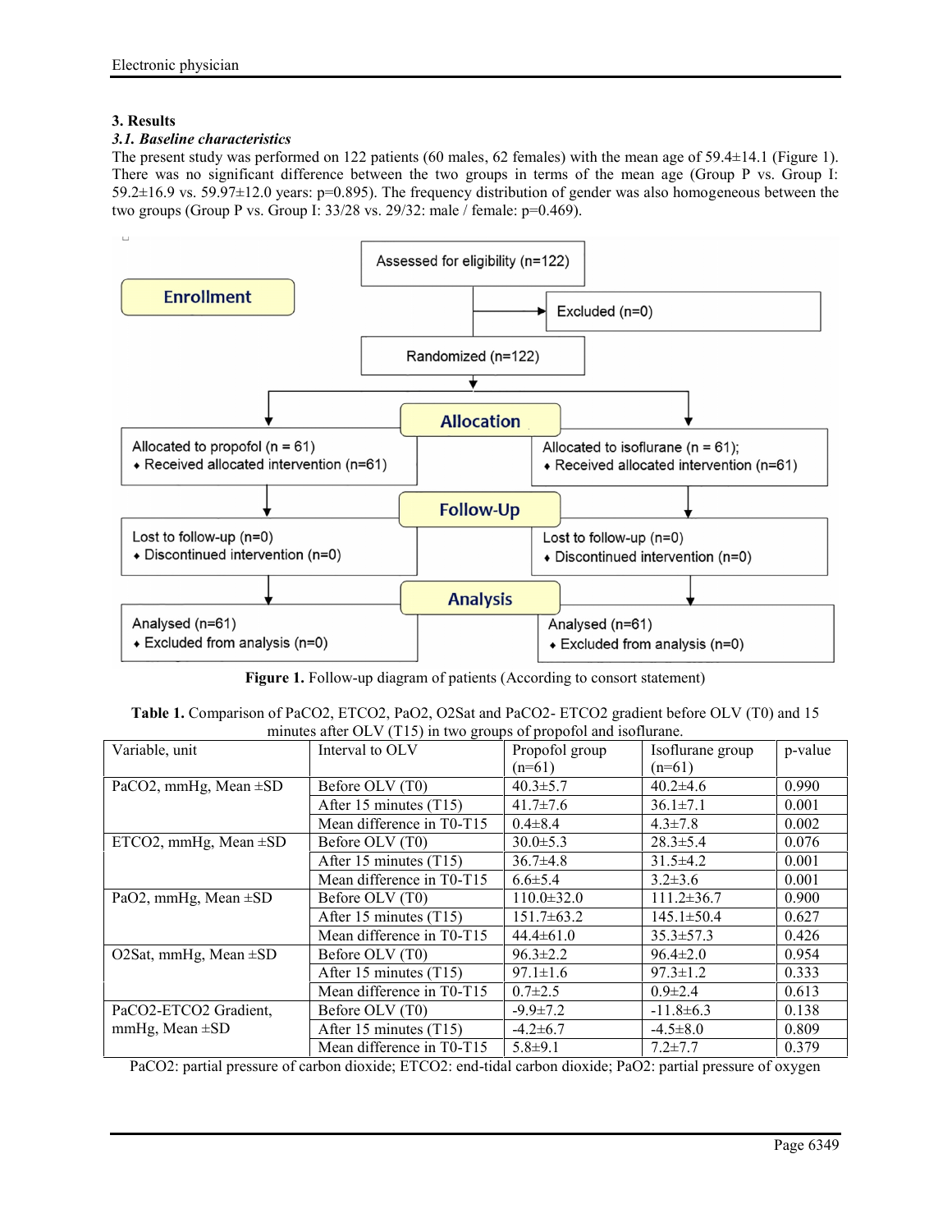## 3. Results

### *3.1. Baseline characteristics*

The present study was performed on 122 patients (60 males, 62 females) with the mean age of 59.4±14.1 (Figure 1). There was no significant difference between the two groups in terms of the mean age (Group P vs. Group I: 59.2±16.9 vs. 59.97±12.0 years: p=0.895). The frequency distribution of gender was also homogeneous between the two groups (Group P vs. Group I: 33/28 vs. 29/32: male / female: p=0.469).

**Enrollment**

- Assessed for eligibility (n=122)
- Excluded (n=0)
- Randomized (n=122)

**Allocation**

| Propofol | Isoflurane |
|---|---|
| Allocated to propofol (n = 61)<br>♦ Received allocated intervention (n=61) | Allocated to isoflurane (n = 61);<br>♦ Received allocated intervention (n=61) |

**Follow-Up**

| Propofol | Isoflurane |
|---|---|
| Lost to follow-up (n=0)<br>♦ Discontinued intervention (n=0) | Lost to follow-up (n=0)<br>♦ Discontinued intervention (n=0) |

**Analysis**

| Propofol | Isoflurane |
|---|---|
| Analysed (n=61)<br>♦ Excluded from analysis (n=0) | Analysed (n=61)<br>♦ Excluded from analysis (n=0) |

**Figure 1.** Follow-up diagram of patients (According to consort statement)

**Table 1.** Comparison of PaCO2, ETCO2, PaO2, O2Sat and PaCO2- ETCO2 gradient before OLV (T0) and 15 minutes after OLV (T15) in two groups of propofol and isoflurane.

| Variable, unit | Interval to OLV | Propofol group (n=61) | Isoflurane group (n=61) | p-value |
|---|---|---|---|---|
| PaCO2, mmHg, Mean ±SD | Before OLV (T0) | 40.3±5.7 | 40.2±4.6 | 0.990 |
| | After 15 minutes (T15) | 41.7±7.6 | 36.1±7.1 | 0.001 |
| | Mean difference in T0-T15 | 0.4±8.4 | 4.3±7.8 | 0.002 |
| ETCO2, mmHg, Mean ±SD | Before OLV (T0) | 30.0±5.3 | 28.3±5.4 | 0.076 |
| | After 15 minutes (T15) | 36.7±4.8 | 31.5±4.2 | 0.001 |
| | Mean difference in T0-T15 | 6.6±5.4 | 3.2±3.6 | 0.001 |
| PaO2, mmHg, Mean ±SD | Before OLV (T0) | 110.0±32.0 | 111.2±36.7 | 0.900 |
| | After 15 minutes (T15) | 151.7±63.2 | 145.1±50.4 | 0.627 |
| | Mean difference in T0-T15 | 44.4±61.0 | 35.3±57.3 | 0.426 |
| O2Sat, mmHg, Mean ±SD | Before OLV (T0) | 96.3±2.2 | 96.4±2.0 | 0.954 |
| | After 15 minutes (T15) | 97.1±1.6 | 97.3±1.2 | 0.333 |
| | Mean difference in T0-T15 | 0.7±2.5 | 0.9±2.4 | 0.613 |
| PaCO2-ETCO2 Gradient, mmHg, Mean ±SD | Before OLV (T0) | -9.9±7.2 | -11.8±6.3 | 0.138 |
| | After 15 minutes (T15) | -4.2±6.7 | -4.5±8.0 | 0.809 |
| | Mean difference in T0-T15 | 5.8±9.1 | 7.2±7.7 | 0.379 |

PaCO2: partial pressure of carbon dioxide; ETCO2: end-tidal carbon dioxide; PaO2: partial pressure of oxygen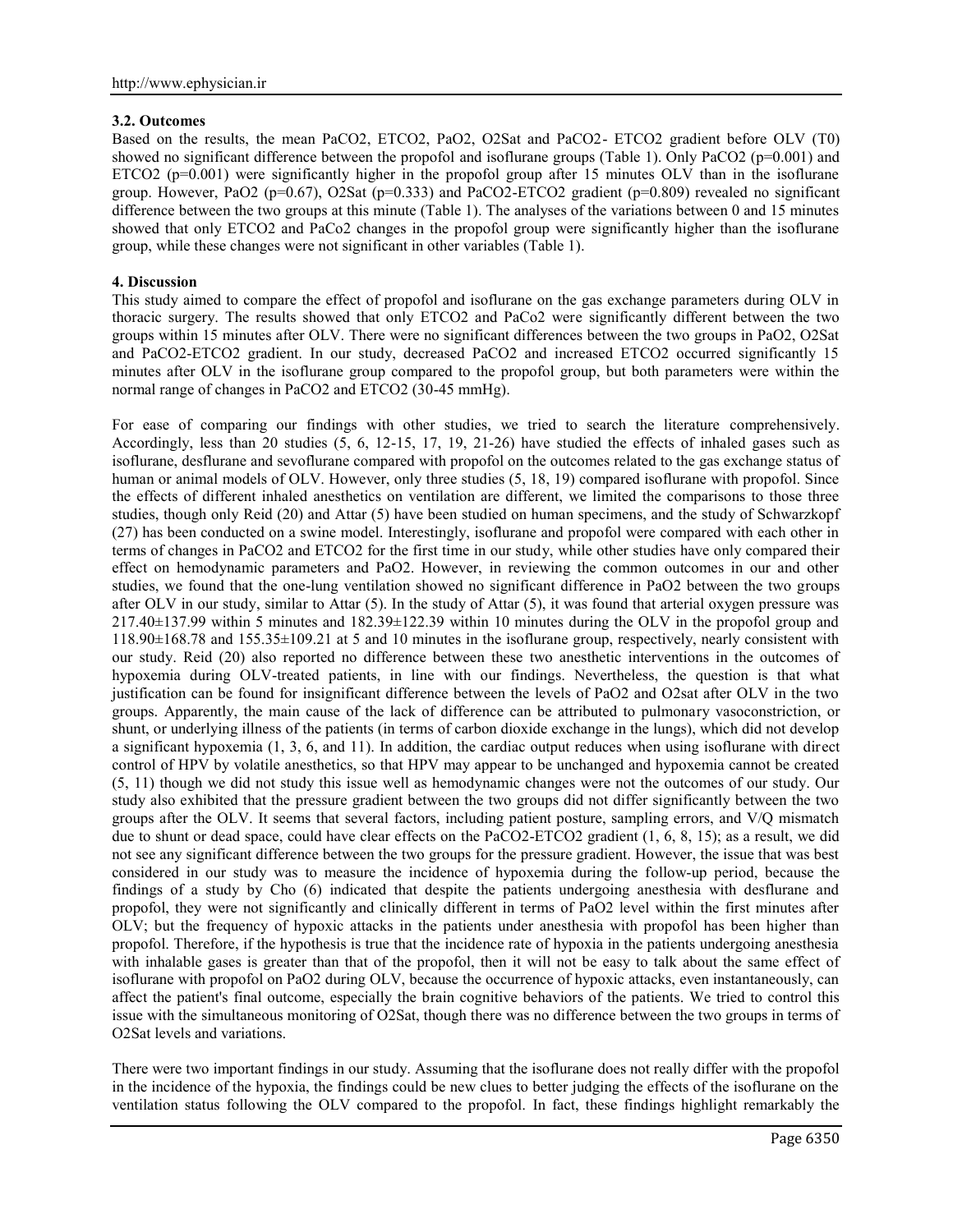### 3.2. Outcomes

Based on the results, the mean $PaCO_2$, $ETCO_2$, $PaO_2$, $O_2Sat$ and $PaCO_2$- $ETCO_2$ gradient before OLV (T0) showed no significant difference between the propofol and isoflurane groups (Table 1). Only $PaCO_2$ ($p=0.001$) and $ETCO_2$ ($p=0.001$) were significantly higher in the propofol group after 15 minutes OLV than in the isoflurane group. However, $PaO_2$ ($p=0.67$), $O_2Sat$ ($p=0.333$) and $PaCO_2$-$ETCO_2$ gradient ($p=0.809$) revealed no significant difference between the two groups at this minute (Table 1). The analyses of the variations between 0 and 15 minutes showed that only $ETCO_2$ and $PaCo_2$ changes in the propofol group were significantly higher than the isoflurane group, while these changes were not significant in other variables (Table 1).

## 4. Discussion

This study aimed to compare the effect of propofol and isoflurane on the gas exchange parameters during OLV in thoracic surgery. The results showed that only $ETCO_2$ and $PaCo_2$ were significantly different between the two groups within 15 minutes after OLV. There were no significant differences between the two groups in $PaO_2$, $O_2Sat$ and $PaCO_2$-$ETCO_2$ gradient. In our study, decreased $PaCO_2$ and increased $ETCO_2$ occurred significantly 15 minutes after OLV in the isoflurane group compared to the propofol group, but both parameters were within the normal range of changes in $PaCO_2$ and $ETCO_2$ (30-45 mmHg).

For ease of comparing our findings with other studies, we tried to search the literature comprehensively. Accordingly, less than 20 studies (5, 6, 12-15, 17, 19, 21-26) have studied the effects of inhaled gases such as isoflurane, desflurane and sevoflurane compared with propofol on the outcomes related to the gas exchange status of human or animal models of OLV. However, only three studies (5, 18, 19) compared isoflurane with propofol. Since the effects of different inhaled anesthetics on ventilation are different, we limited the comparisons to those three studies, though only Reid (20) and Attar (5) have been studied on human specimens, and the study of Schwarzkopf (27) has been conducted on a swine model. Interestingly, isoflurane and propofol were compared with each other in terms of changes in $PaCO_2$ and $ETCO_2$ for the first time in our study, while other studies have only compared their effect on hemodynamic parameters and $PaO_2$. However, in reviewing the common outcomes in our and other studies, we found that the one-lung ventilation showed no significant difference in $PaO_2$ between the two groups after OLV in our study, similar to Attar (5). In the study of Attar (5), it was found that arterial oxygen pressure was $217.40\pm137.99$ within 5 minutes and $182.39\pm122.39$ within 10 minutes during the OLV in the propofol group and $118.90\pm168.78$ and $155.35\pm109.21$ at 5 and 10 minutes in the isoflurane group, respectively, nearly consistent with our study. Reid (20) also reported no difference between these two anesthetic interventions in the outcomes of hypoxemia during OLV-treated patients, in line with our findings. Nevertheless, the question is that what justification can be found for insignificant difference between the levels of $PaO_2$ and $O_2sat$ after OLV in the two groups. Apparently, the main cause of the lack of difference can be attributed to pulmonary vasoconstriction, or shunt, or underlying illness of the patients (in terms of carbon dioxide exchange in the lungs), which did not develop a significant hypoxemia (1, 3, 6, and 11). In addition, the cardiac output reduces when using isoflurane with direct control of HPV by volatile anesthetics, so that HPV may appear to be unchanged and hypoxemia cannot be created (5, 11) though we did not study this issue well as hemodynamic changes were not the outcomes of our study. Our study also exhibited that the pressure gradient between the two groups did not differ significantly between the two groups after the OLV. It seems that several factors, including patient posture, sampling errors, and V/Q mismatch due to shunt or dead space, could have clear effects on the $PaCO_2$-$ETCO_2$ gradient (1, 6, 8, 15); as a result, we did not see any significant difference between the two groups for the pressure gradient. However, the issue that was best considered in our study was to measure the incidence of hypoxemia during the follow-up period, because the findings of a study by Cho (6) indicated that despite the patients undergoing anesthesia with desflurane and propofol, they were not significantly and clinically different in terms of $PaO_2$ level within the first minutes after OLV; but the frequency of hypoxic attacks in the patients under anesthesia with propofol has been higher than propofol. Therefore, if the hypothesis is true that the incidence rate of hypoxia in the patients undergoing anesthesia with inhalable gases is greater than that of the propofol, then it will not be easy to talk about the same effect of isoflurane with propofol on $PaO_2$ during OLV, because the occurrence of hypoxic attacks, even instantaneously, can affect the patient's final outcome, especially the brain cognitive behaviors of the patients. We tried to control this issue with the simultaneous monitoring of $O_2Sat$, though there was no difference between the two groups in terms of $O_2Sat$ levels and variations.

There were two important findings in our study. Assuming that the isoflurane does not really differ with the propofol in the incidence of the hypoxia, the findings could be new clues to better judging the effects of the isoflurane on the ventilation status following the OLV compared to the propofol. In fact, these findings highlight remarkably the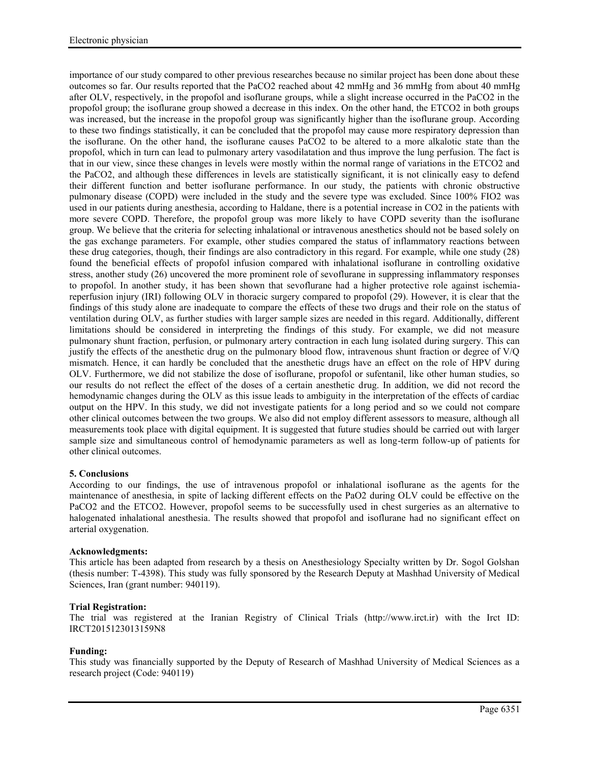importance of our study compared to other previous researches because no similar project has been done about these outcomes so far. Our results reported that the $PaCO_2$ reached about 42 mmHg and 36 mmHg from about 40 mmHg after OLV, respectively, in the propofol and isoflurane groups, while a slight increase occurred in the $PaCO_2$ in the propofol group; the isoflurane group showed a decrease in this index. On the other hand, the $ETCO_2$ in both groups was increased, but the increase in the propofol group was significantly higher than the isoflurane group. According to these two findings statistically, it can be concluded that the propofol may cause more respiratory depression than the isoflurane. On the other hand, the isoflurane causes $PaCO_2$ to be altered to a more alkalotic state than the propofol, which in turn can lead to pulmonary artery vasodilatation and thus improve the lung perfusion. The fact is that in our view, since these changes in levels were mostly within the normal range of variations in the $ETCO_2$ and the $PaCO_2$, and although these differences in levels are statistically significant, it is not clinically easy to defend their different function and better isoflurane performance. In our study, the patients with chronic obstructive pulmonary disease (COPD) were included in the study and the severe type was excluded. Since 100% $FIO_2$ was used in our patients during anesthesia, according to Haldane, there is a potential increase in $CO_2$ in the patients with more severe COPD. Therefore, the propofol group was more likely to have COPD severity than the isoflurane group. We believe that the criteria for selecting inhalational or intravenous anesthetics should not be based solely on the gas exchange parameters. For example, other studies compared the status of inflammatory reactions between these drug categories, though, their findings are also contradictory in this regard. For example, while one study (28) found the beneficial effects of propofol infusion compared with inhalational isoflurane in controlling oxidative stress, another study (26) uncovered the more prominent role of sevoflurane in suppressing inflammatory responses to propofol. In another study, it has been shown that sevoflurane had a higher protective role against ischemia-reperfusion injury (IRI) following OLV in thoracic surgery compared to propofol (29). However, it is clear that the findings of this study alone are inadequate to compare the effects of these two drugs and their role on the status of ventilation during OLV, as further studies with larger sample sizes are needed in this regard. Additionally, different limitations should be considered in interpreting the findings of this study. For example, we did not measure pulmonary shunt fraction, perfusion, or pulmonary artery contraction in each lung isolated during surgery. This can justify the effects of the anesthetic drug on the pulmonary blood flow, intravenous shunt fraction or degree of V/Q mismatch. Hence, it can hardly be concluded that the anesthetic drugs have an effect on the role of HPV during OLV. Furthermore, we did not stabilize the dose of isoflurane, propofol or sufentanil, like other human studies, so our results do not reflect the effect of the doses of a certain anesthetic drug. In addition, we did not record the hemodynamic changes during the OLV as this issue leads to ambiguity in the interpretation of the effects of cardiac output on the HPV. In this study, we did not investigate patients for a long period and so we could not compare other clinical outcomes between the two groups. We also did not employ different assessors to measure, although all measurements took place with digital equipment. It is suggested that future studies should be carried out with larger sample size and simultaneous control of hemodynamic parameters as well as long-term follow-up of patients for other clinical outcomes.

## 5. Conclusions

According to our findings, the use of intravenous propofol or inhalational isoflurane as the agents for the maintenance of anesthesia, in spite of lacking different effects on the $PaO_2$ during OLV could be effective on the $PaCO_2$ and the $ETCO_2$. However, propofol seems to be successfully used in chest surgeries as an alternative to halogenated inhalational anesthesia. The results showed that propofol and isoflurane had no significant effect on arterial oxygenation.

**Acknowledgments:**

This article has been adapted from research by a thesis on Anesthesiology Specialty written by Dr. Sogol Golshan (thesis number: T-4398). This study was fully sponsored by the Research Deputy at Mashhad University of Medical Sciences, Iran (grant number: 940119).

**Trial Registration:**

The trial was registered at the Iranian Registry of Clinical Trials (http://www.irct.ir) with the Irct ID: IRCT2015123013159N8

**Funding:**

This study was financially supported by the Deputy of Research of Mashhad University of Medical Sciences as a research project (Code: 940119)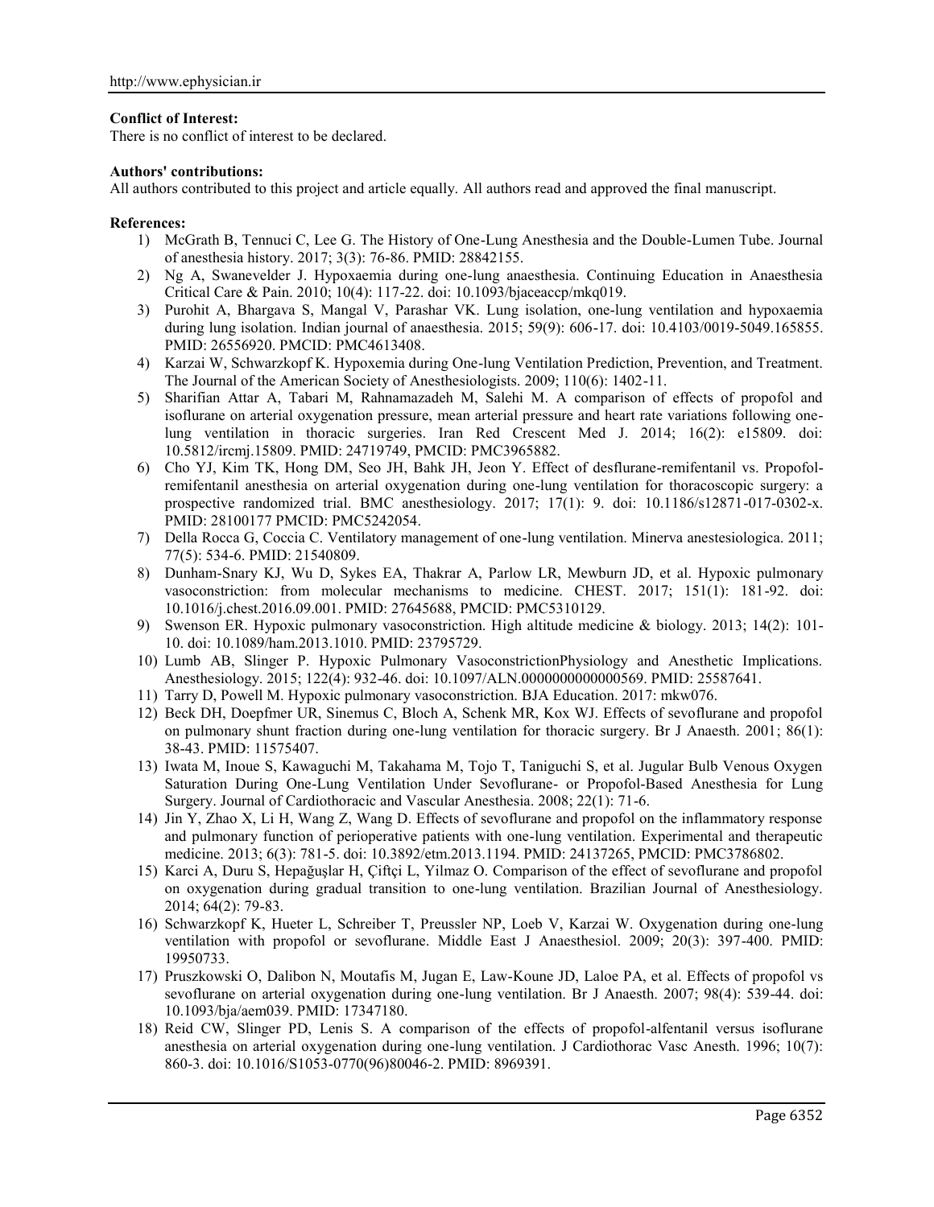**Conflict of Interest:**
There is no conflict of interest to be declared.

**Authors' contributions:**
All authors contributed to this project and article equally. All authors read and approved the final manuscript.

**References:**

1) McGrath B, Tennuci C, Lee G. The History of One-Lung Anesthesia and the Double-Lumen Tube. Journal of anesthesia history. 2017; 3(3): 76-86. PMID: 28842155.
2) Ng A, Swanevelder J. Hypoxaemia during one-lung anaesthesia. Continuing Education in Anaesthesia Critical Care & Pain. 2010; 10(4): 117-22. doi: 10.1093/bjaceaccp/mkq019.
3) Purohit A, Bhargava S, Mangal V, Parashar VK. Lung isolation, one-lung ventilation and hypoxaemia during lung isolation. Indian journal of anaesthesia. 2015; 59(9): 606-17. doi: 10.4103/0019-5049.165855. PMID: 26556920. PMCID: PMC4613408.
4) Karzai W, Schwarzkopf K. Hypoxemia during One-lung Ventilation Prediction, Prevention, and Treatment. The Journal of the American Society of Anesthesiologists. 2009; 110(6): 1402-11.
5) Sharifian Attar A, Tabari M, Rahnamazadeh M, Salehi M. A comparison of effects of propofol and isoflurane on arterial oxygenation pressure, mean arterial pressure and heart rate variations following one-lung ventilation in thoracic surgeries. Iran Red Crescent Med J. 2014; 16(2): e15809. doi: 10.5812/ircmj.15809. PMID: 24719749, PMCID: PMC3965882.
6) Cho YJ, Kim TK, Hong DM, Seo JH, Bahk JH, Jeon Y. Effect of desflurane-remifentanil vs. Propofol-remifentanil anesthesia on arterial oxygenation during one-lung ventilation for thoracoscopic surgery: a prospective randomized trial. BMC anesthesiology. 2017; 17(1): 9. doi: 10.1186/s12871-017-0302-x. PMID: 28100177 PMCID: PMC5242054.
7) Della Rocca G, Coccia C. Ventilatory management of one-lung ventilation. Minerva anestesiologica. 2011; 77(5): 534-6. PMID: 21540809.
8) Dunham-Snary KJ, Wu D, Sykes EA, Thakrar A, Parlow LR, Mewburn JD, et al. Hypoxic pulmonary vasoconstriction: from molecular mechanisms to medicine. CHEST. 2017; 151(1): 181-92. doi: 10.1016/j.chest.2016.09.001. PMID: 27645688, PMCID: PMC5310129.
9) Swenson ER. Hypoxic pulmonary vasoconstriction. High altitude medicine & biology. 2013; 14(2): 101-10. doi: 10.1089/ham.2013.1010. PMID: 23795729.
10) Lumb AB, Slinger P. Hypoxic Pulmonary VasoconstrictionPhysiology and Anesthetic Implications. Anesthesiology. 2015; 122(4): 932-46. doi: 10.1097/ALN.0000000000000569. PMID: 25587641.
11) Tarry D, Powell M. Hypoxic pulmonary vasoconstriction. BJA Education. 2017: mkw076.
12) Beck DH, Doepfmer UR, Sinemus C, Bloch A, Schenk MR, Kox WJ. Effects of sevoflurane and propofol on pulmonary shunt fraction during one-lung ventilation for thoracic surgery. Br J Anaesth. 2001; 86(1): 38-43. PMID: 11575407.
13) Iwata M, Inoue S, Kawaguchi M, Takahama M, Tojo T, Taniguchi S, et al. Jugular Bulb Venous Oxygen Saturation During One-Lung Ventilation Under Sevoflurane- or Propofol-Based Anesthesia for Lung Surgery. Journal of Cardiothoracic and Vascular Anesthesia. 2008; 22(1): 71-6.
14) Jin Y, Zhao X, Li H, Wang Z, Wang D. Effects of sevoflurane and propofol on the inflammatory response and pulmonary function of perioperative patients with one-lung ventilation. Experimental and therapeutic medicine. 2013; 6(3): 781-5. doi: 10.3892/etm.2013.1194. PMID: 24137265, PMCID: PMC3786802.
15) Karci A, Duru S, Hepağuşlar H, Çiftçi L, Yilmaz O. Comparison of the effect of sevoflurane and propofol on oxygenation during gradual transition to one-lung ventilation. Brazilian Journal of Anesthesiology. 2014; 64(2): 79-83.
16) Schwarzkopf K, Hueter L, Schreiber T, Preussler NP, Loeb V, Karzai W. Oxygenation during one-lung ventilation with propofol or sevoflurane. Middle East J Anaesthesiol. 2009; 20(3): 397-400. PMID: 19950733.
17) Pruszkowski O, Dalibon N, Moutafis M, Jugan E, Law-Koune JD, Laloe PA, et al. Effects of propofol vs sevoflurane on arterial oxygenation during one-lung ventilation. Br J Anaesth. 2007; 98(4): 539-44. doi: 10.1093/bja/aem039. PMID: 17347180.
18) Reid CW, Slinger PD, Lenis S. A comparison of the effects of propofol-alfentanil versus isoflurane anesthesia on arterial oxygenation during one-lung ventilation. J Cardiothorac Vasc Anesth. 1996; 10(7): 860-3. doi: 10.1016/S1053-0770(96)80046-2. PMID: 8969391.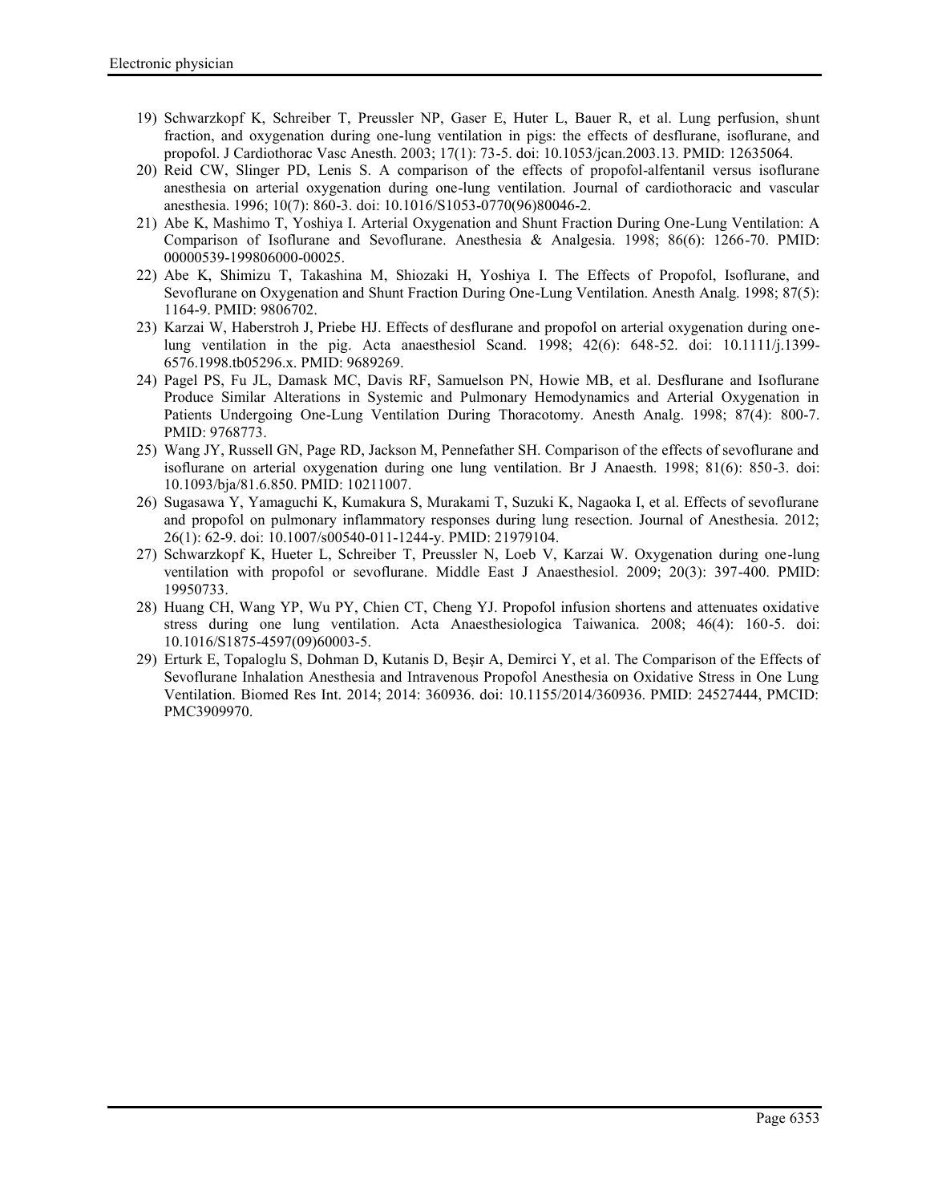19) Schwarzkopf K, Schreiber T, Preussler NP, Gaser E, Huter L, Bauer R, et al. Lung perfusion, shunt fraction, and oxygenation during one-lung ventilation in pigs: the effects of desflurane, isoflurane, and propofol. J Cardiothorac Vasc Anesth. 2003; 17(1): 73-5. doi: 10.1053/jcan.2003.13. PMID: 12635064.
20) Reid CW, Slinger PD, Lenis S. A comparison of the effects of propofol-alfentanil versus isoflurane anesthesia on arterial oxygenation during one-lung ventilation. Journal of cardiothoracic and vascular anesthesia. 1996; 10(7): 860-3. doi: 10.1016/S1053-0770(96)80046-2.
21) Abe K, Mashimo T, Yoshiya I. Arterial Oxygenation and Shunt Fraction During One-Lung Ventilation: A Comparison of Isoflurane and Sevoflurane. Anesthesia & Analgesia. 1998; 86(6): 1266-70. PMID: 00000539-199806000-00025.
22) Abe K, Shimizu T, Takashina M, Shiozaki H, Yoshiya I. The Effects of Propofol, Isoflurane, and Sevoflurane on Oxygenation and Shunt Fraction During One-Lung Ventilation. Anesth Analg. 1998; 87(5): 1164-9. PMID: 9806702.
23) Karzai W, Haberstroh J, Priebe HJ. Effects of desflurane and propofol on arterial oxygenation during one-lung ventilation in the pig. Acta anaesthesiol Scand. 1998; 42(6): 648-52. doi: 10.1111/j.1399-6576.1998.tb05296.x. PMID: 9689269.
24) Pagel PS, Fu JL, Damask MC, Davis RF, Samuelson PN, Howie MB, et al. Desflurane and Isoflurane Produce Similar Alterations in Systemic and Pulmonary Hemodynamics and Arterial Oxygenation in Patients Undergoing One-Lung Ventilation During Thoracotomy. Anesth Analg. 1998; 87(4): 800-7. PMID: 9768773.
25) Wang JY, Russell GN, Page RD, Jackson M, Pennefather SH. Comparison of the effects of sevoflurane and isoflurane on arterial oxygenation during one lung ventilation. Br J Anaesth. 1998; 81(6): 850-3. doi: 10.1093/bja/81.6.850. PMID: 10211007.
26) Sugasawa Y, Yamaguchi K, Kumakura S, Murakami T, Suzuki K, Nagaoka I, et al. Effects of sevoflurane and propofol on pulmonary inflammatory responses during lung resection. Journal of Anesthesia. 2012; 26(1): 62-9. doi: 10.1007/s00540-011-1244-y. PMID: 21979104.
27) Schwarzkopf K, Hueter L, Schreiber T, Preussler N, Loeb V, Karzai W. Oxygenation during one-lung ventilation with propofol or sevoflurane. Middle East J Anaesthesiol. 2009; 20(3): 397-400. PMID: 19950733.
28) Huang CH, Wang YP, Wu PY, Chien CT, Cheng YJ. Propofol infusion shortens and attenuates oxidative stress during one lung ventilation. Acta Anaesthesiologica Taiwanica. 2008; 46(4): 160-5. doi: 10.1016/S1875-4597(09)60003-5.
29) Erturk E, Topaloglu S, Dohman D, Kutanis D, Beşir A, Demirci Y, et al. The Comparison of the Effects of Sevoflurane Inhalation Anesthesia and Intravenous Propofol Anesthesia on Oxidative Stress in One Lung Ventilation. Biomed Res Int. 2014; 2014: 360936. doi: 10.1155/2014/360936. PMID: 24527444, PMCID: PMC3909970.